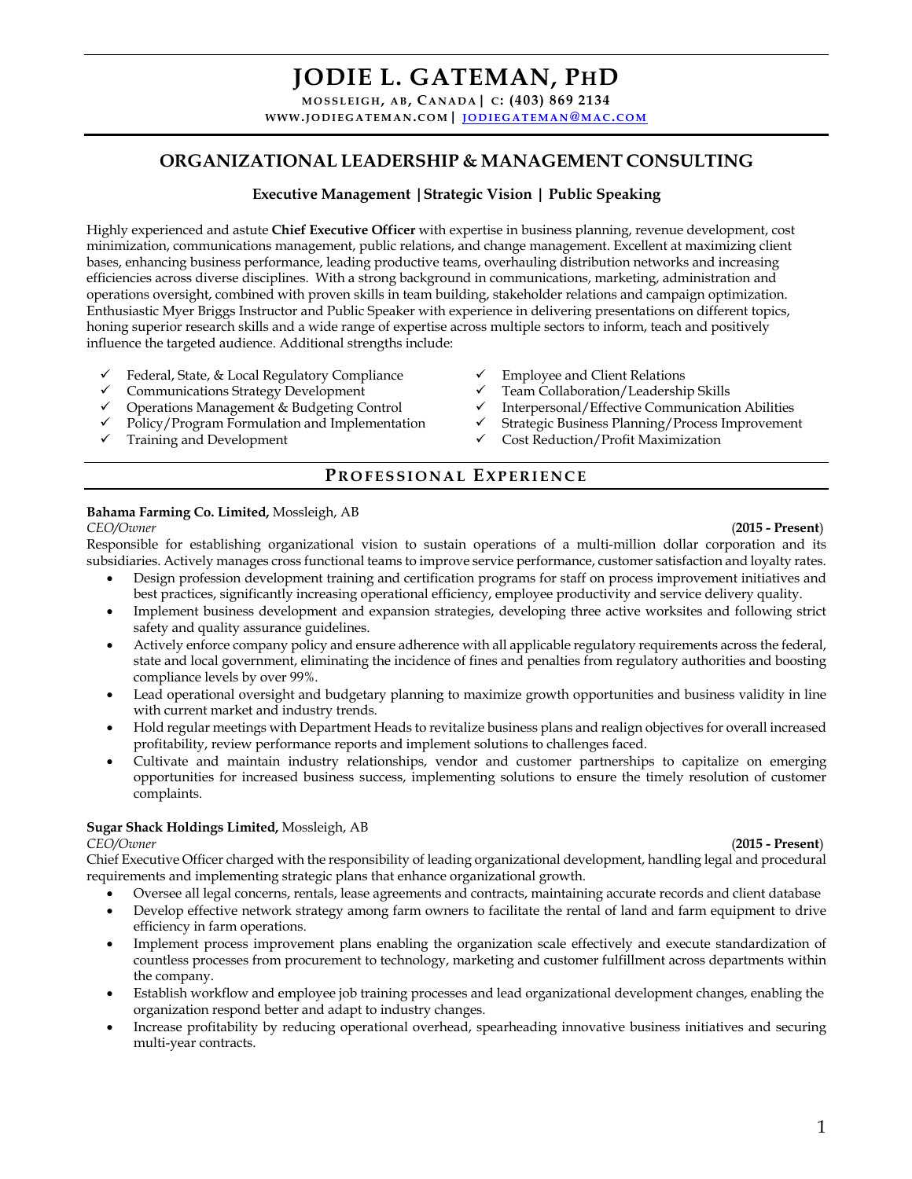# JODIE L. GATEMAN, PhD

MOSSLEIGH, AB, CANADA | C: (403) 869 2134
WWW.JODIEGATEMAN.COM | JODIEGATEMAN@MAC.COM

## ORGANIZATIONAL LEADERSHIP & MANAGEMENT CONSULTING

**Executive Management | Strategic Vision | Public Speaking**

Highly experienced and astute **Chief Executive Officer** with expertise in business planning, revenue development, cost minimization, communications management, public relations, and change management. Excellent at maximizing client bases, enhancing business performance, leading productive teams, overhauling distribution networks and increasing efficiencies across diverse disciplines. With a strong background in communications, marketing, administration and operations oversight, combined with proven skills in team building, stakeholder relations and campaign optimization. Enthusiastic Myer Briggs Instructor and Public Speaker with experience in delivering presentations on different topics, honing superior research skills and a wide range of expertise across multiple sectors to inform, teach and positively influence the targeted audience. Additional strengths include:

- ✓ Federal, State, & Local Regulatory Compliance
- ✓ Communications Strategy Development
- ✓ Operations Management & Budgeting Control
- ✓ Policy/Program Formulation and Implementation
- ✓ Training and Development
- ✓ Employee and Client Relations
- ✓ Team Collaboration/Leadership Skills
- ✓ Interpersonal/Effective Communication Abilities
- ✓ Strategic Business Planning/Process Improvement
- ✓ Cost Reduction/Profit Maximization

## PROFESSIONAL EXPERIENCE

**Bahama Farming Co. Limited,** Mossleigh, AB
*CEO/Owner* (**2015 - Present**)

Responsible for establishing organizational vision to sustain operations of a multi-million dollar corporation and its subsidiaries. Actively manages cross functional teams to improve service performance, customer satisfaction and loyalty rates.

- Design profession development training and certification programs for staff on process improvement initiatives and best practices, significantly increasing operational efficiency, employee productivity and service delivery quality.
- Implement business development and expansion strategies, developing three active worksites and following strict safety and quality assurance guidelines.
- Actively enforce company policy and ensure adherence with all applicable regulatory requirements across the federal, state and local government, eliminating the incidence of fines and penalties from regulatory authorities and boosting compliance levels by over 99%.
- Lead operational oversight and budgetary planning to maximize growth opportunities and business validity in line with current market and industry trends.
- Hold regular meetings with Department Heads to revitalize business plans and realign objectives for overall increased profitability, review performance reports and implement solutions to challenges faced.
- Cultivate and maintain industry relationships, vendor and customer partnerships to capitalize on emerging opportunities for increased business success, implementing solutions to ensure the timely resolution of customer complaints.

**Sugar Shack Holdings Limited,** Mossleigh, AB
*CEO/Owner* (**2015 - Present**)

Chief Executive Officer charged with the responsibility of leading organizational development, handling legal and procedural requirements and implementing strategic plans that enhance organizational growth.

- Oversee all legal concerns, rentals, lease agreements and contracts, maintaining accurate records and client database
- Develop effective network strategy among farm owners to facilitate the rental of land and farm equipment to drive efficiency in farm operations.
- Implement process improvement plans enabling the organization scale effectively and execute standardization of countless processes from procurement to technology, marketing and customer fulfillment across departments within the company.
- Establish workflow and employee job training processes and lead organizational development changes, enabling the organization respond better and adapt to industry changes.
- Increase profitability by reducing operational overhead, spearheading innovative business initiatives and securing multi-year contracts.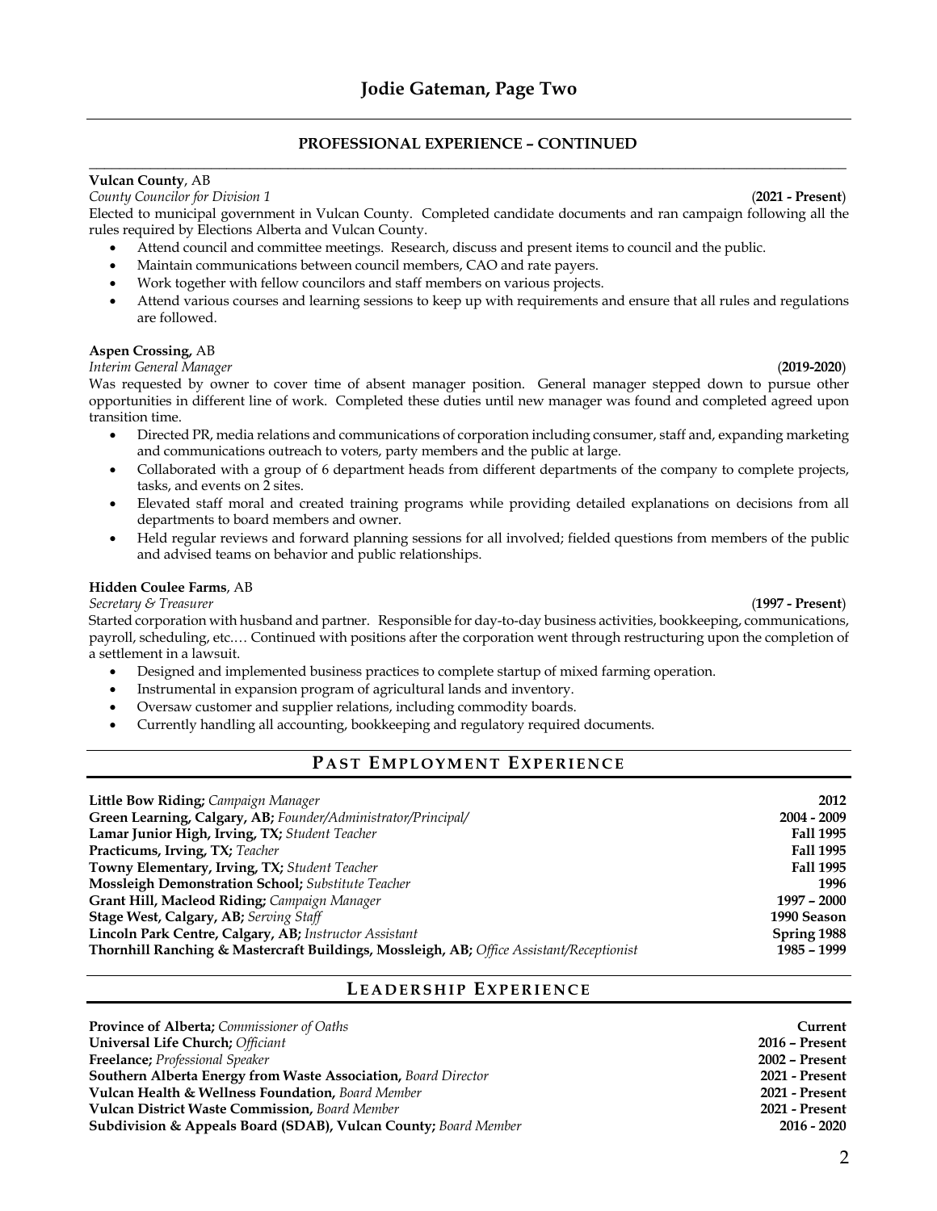## PROFESSIONAL EXPERIENCE – CONTINUED

**Vulcan County**, AB
*County Councilor for Division 1* (**2021 - Present**)
Elected to municipal government in Vulcan County. Completed candidate documents and ran campaign following all the rules required by Elections Alberta and Vulcan County.

- Attend council and committee meetings. Research, discuss and present items to council and the public.
- Maintain communications between council members, CAO and rate payers.
- Work together with fellow councilors and staff members on various projects.
- Attend various courses and learning sessions to keep up with requirements and ensure that all rules and regulations are followed.

**Aspen Crossing,** AB
*Interim General Manager* (**2019-2020**)
Was requested by owner to cover time of absent manager position. General manager stepped down to pursue other opportunities in different line of work. Completed these duties until new manager was found and completed agreed upon transition time.

- Directed PR, media relations and communications of corporation including consumer, staff and, expanding marketing and communications outreach to voters, party members and the public at large.
- Collaborated with a group of 6 department heads from different departments of the company to complete projects, tasks, and events on 2 sites.
- Elevated staff moral and created training programs while providing detailed explanations on decisions from all departments to board members and owner.
- Held regular reviews and forward planning sessions for all involved; fielded questions from members of the public and advised teams on behavior and public relationships.

**Hidden Coulee Farms**, AB
*Secretary & Treasurer* (**1997 - Present**)
Started corporation with husband and partner. Responsible for day-to-day business activities, bookkeeping, communications, payroll, scheduling, etc.… Continued with positions after the corporation went through restructuring upon the completion of a settlement in a lawsuit.

- Designed and implemented business practices to complete startup of mixed farming operation.
- Instrumental in expansion program of agricultural lands and inventory.
- Oversaw customer and supplier relations, including commodity boards.
- Currently handling all accounting, bookkeeping and regulatory required documents.

## PAST EMPLOYMENT EXPERIENCE

| | |
|---|---|
| **Little Bow Riding;** *Campaign Manager* | **2012** |
| **Green Learning, Calgary, AB;** *Founder/Administrator/Principal/* | **2004 - 2009** |
| **Lamar Junior High, Irving, TX;** *Student Teacher* | **Fall 1995** |
| **Practicums, Irving, TX;** *Teacher* | **Fall 1995** |
| **Towny Elementary, Irving, TX;** *Student Teacher* | **Fall 1995** |
| **Mossleigh Demonstration School;** *Substitute Teacher* | **1996** |
| **Grant Hill, Macleod Riding;** *Campaign Manager* | **1997 – 2000** |
| **Stage West, Calgary, AB;** *Serving Staff* | **1990 Season** |
| **Lincoln Park Centre, Calgary, AB;** *Instructor Assistant* | **Spring 1988** |
| **Thornhill Ranching & Mastercraft Buildings, Mossleigh, AB;** *Office Assistant/Receptionist* | **1985 – 1999** |

## LEADERSHIP EXPERIENCE

| | |
|---|---|
| **Province of Alberta;** *Commissioner of Oaths* | **Current** |
| **Universal Life Church;** *Officiant* | **2016 – Present** |
| **Freelance;** *Professional Speaker* | **2002 – Present** |
| **Southern Alberta Energy from Waste Association,** *Board Director* | **2021 - Present** |
| **Vulcan Health & Wellness Foundation,** *Board Member* | **2021 - Present** |
| **Vulcan District Waste Commission,** *Board Member* | **2021 - Present** |
| **Subdivision & Appeals Board (SDAB), Vulcan County;** *Board Member* | **2016 - 2020** |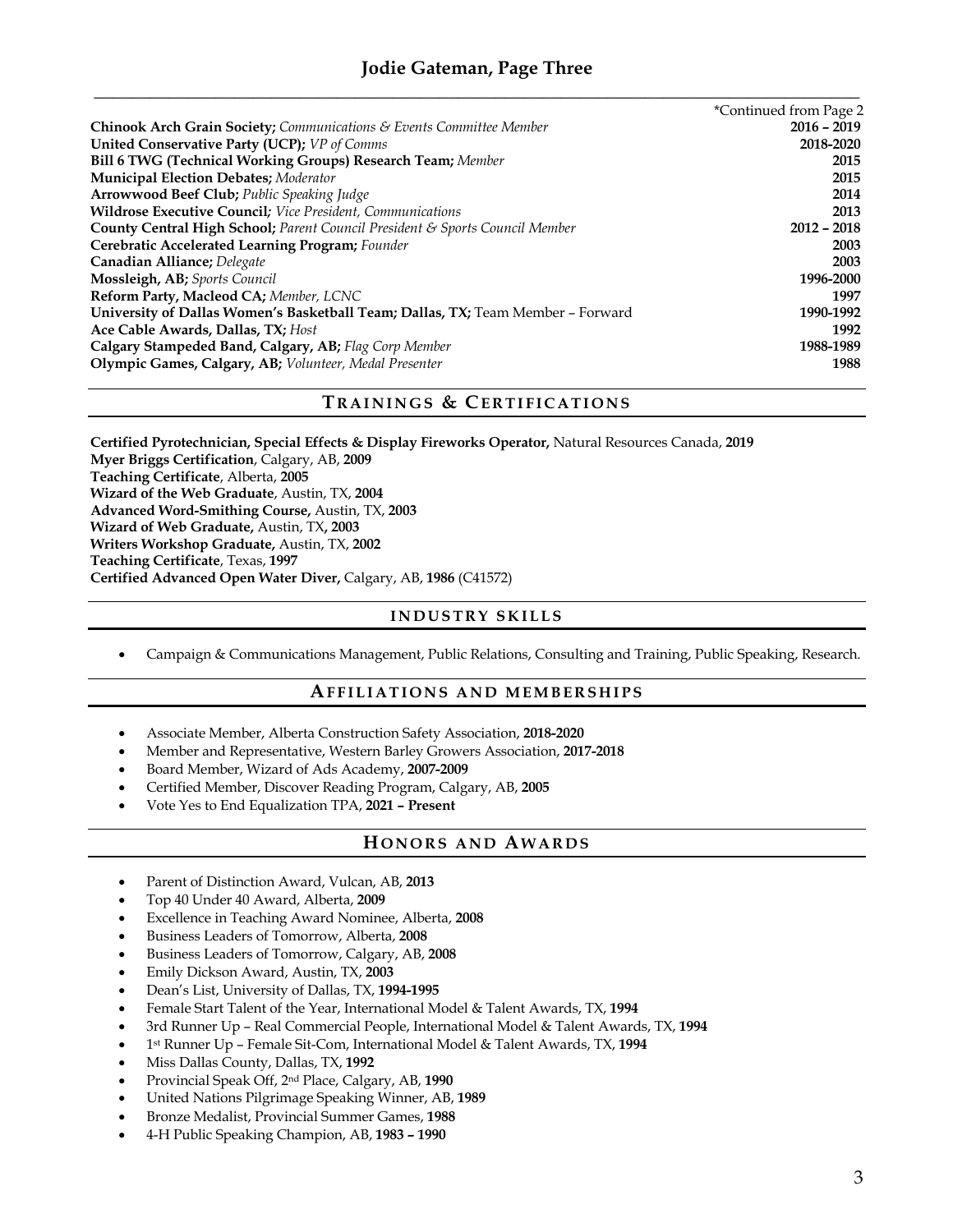*Continued from Page 2

**Chinook Arch Grain Society;** *Communications & Events Committee Member* **2016 – 2019**
**United Conservative Party (UCP);** *VP of Comms* **2018-2020**
**Bill 6 TWG (Technical Working Groups) Research Team;** *Member* **2015**
**Municipal Election Debates;** *Moderator* **2015**
**Arrowwood Beef Club;** *Public Speaking Judge* **2014**
**Wildrose Executive Council;** *Vice President, Communications* **2013**
**County Central High School;** *Parent Council President & Sports Council Member* **2012 – 2018**
**Cerebratic Accelerated Learning Program;** *Founder* **2003**
**Canadian Alliance;** *Delegate* **2003**
**Mossleigh, AB;** *Sports Council* **1996-2000**
**Reform Party, Macleod CA;** *Member, LCNC* **1997**
**University of Dallas Women's Basketball Team; Dallas, TX;** Team Member – Forward **1990-1992**
**Ace Cable Awards, Dallas, TX;** *Host* **1992**
**Calgary Stampeded Band, Calgary, AB;** *Flag Corp Member* **1988-1989**
**Olympic Games, Calgary, AB;** *Volunteer, Medal Presenter* **1988**

## TRAININGS & CERTIFICATIONS

**Certified Pyrotechnician, Special Effects & Display Fireworks Operator,** Natural Resources Canada, **2019**
**Myer Briggs Certification**, Calgary, AB, **2009**
**Teaching Certificate**, Alberta, **2005**
**Wizard of the Web Graduate**, Austin, TX, **2004**
**Advanced Word-Smithing Course,** Austin, TX, **2003**
**Wizard of Web Graduate,** Austin, TX**, 2003**
**Writers Workshop Graduate,** Austin, TX, **2002**
**Teaching Certificate**, Texas, **1997**
**Certified Advanced Open Water Diver,** Calgary, AB, **1986** (C41572)

## INDUSTRY SKILLS

- Campaign & Communications Management, Public Relations, Consulting and Training, Public Speaking, Research.

## AFFILIATIONS AND MEMBERSHIPS

- Associate Member, Alberta Construction Safety Association, **2018-2020**
- Member and Representative, Western Barley Growers Association, **2017-2018**
- Board Member, Wizard of Ads Academy, **2007-2009**
- Certified Member, Discover Reading Program, Calgary, AB, **2005**
- Vote Yes to End Equalization TPA, **2021 – Present**

## HONORS AND AWARDS

- Parent of Distinction Award, Vulcan, AB, **2013**
- Top 40 Under 40 Award, Alberta, **2009**
- Excellence in Teaching Award Nominee, Alberta, **2008**
- Business Leaders of Tomorrow, Alberta, **2008**
- Business Leaders of Tomorrow, Calgary, AB, **2008**
- Emily Dickson Award, Austin, TX, **2003**
- Dean's List, University of Dallas, TX, **1994-1995**
- Female Start Talent of the Year, International Model & Talent Awards, TX, **1994**
- 3rd Runner Up – Real Commercial People, International Model & Talent Awards, TX, **1994**
- 1st Runner Up – Female Sit-Com, International Model & Talent Awards, TX, **1994**
- Miss Dallas County, Dallas, TX, **1992**
- Provincial Speak Off, 2nd Place, Calgary, AB, **1990**
- United Nations Pilgrimage Speaking Winner, AB, **1989**
- Bronze Medalist, Provincial Summer Games, **1988**
- 4-H Public Speaking Champion, AB, **1983 – 1990**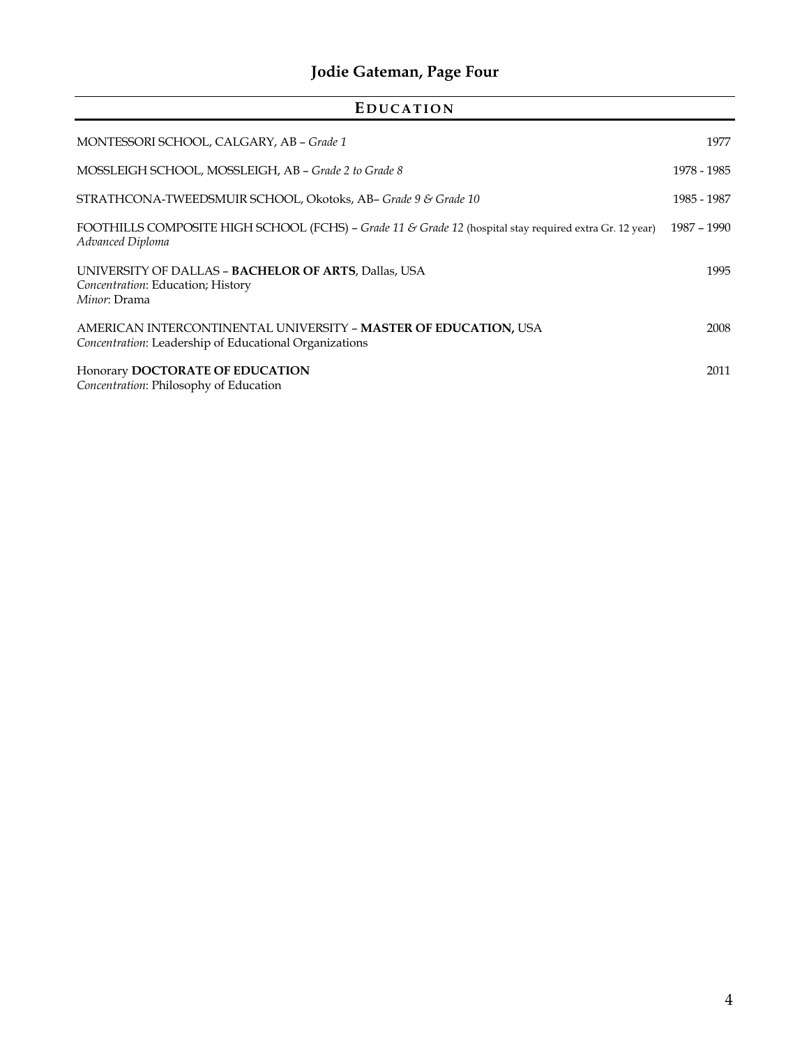## EDUCATION

MONTESSORI SCHOOL, CALGARY, AB – *Grade 1* — 1977

MOSSLEIGH SCHOOL, MOSSLEIGH, AB – *Grade 2 to Grade 8* — 1978 - 1985

STRATHCONA-TWEEDSMUIR SCHOOL, Okotoks, AB– *Grade 9 & Grade 10* — 1985 - 1987

FOOTHILLS COMPOSITE HIGH SCHOOL (FCHS) – *Grade 11 & Grade 12* (hospital stay required extra Gr. 12 year) — 1987 – 1990
*Advanced Diploma*

UNIVERSITY OF DALLAS – **BACHELOR OF ARTS**, Dallas, USA — 1995
*Concentration*: Education; History
*Minor*: Drama

AMERICAN INTERCONTINENTAL UNIVERSITY – **MASTER OF EDUCATION,** USA — 2008
*Concentration*: Leadership of Educational Organizations

Honorary **DOCTORATE OF EDUCATION** — 2011
*Concentration*: Philosophy of Education